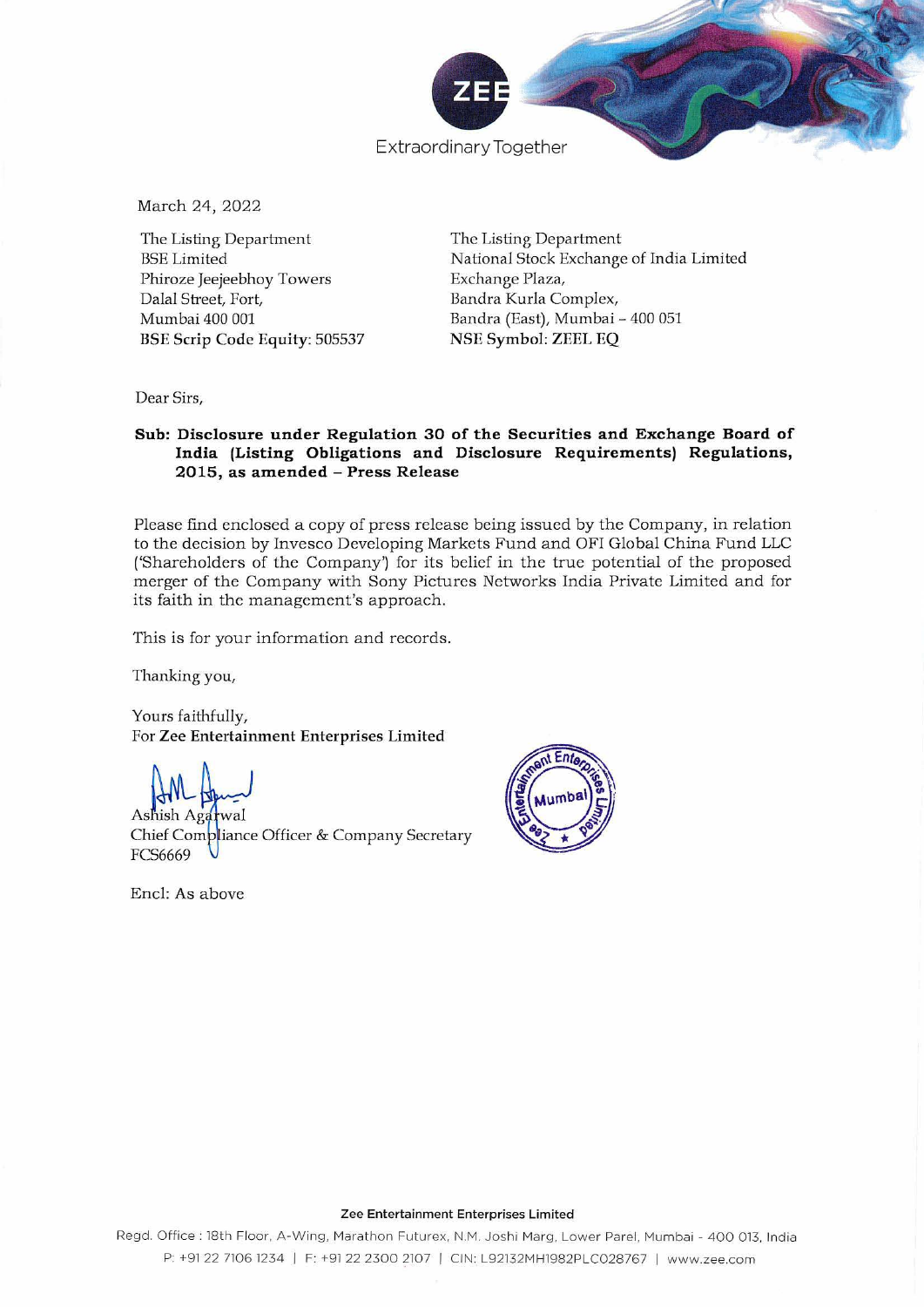Extraordinary Together

March 24, 2022

The Listing Department
BSE Limited
Phiroze Jeejeebhoy Towers
Dalal Street, Fort,
Mumbai 400 001
**BSE Scrip Code Equity: 505537**

The Listing Department
National Stock Exchange of India Limited
Exchange Plaza,
Bandra Kurla Complex,
Bandra (East), Mumbai – 400 051
**NSE Symbol: ZEEL EQ**

Dear Sirs,

**Sub: Disclosure under Regulation 30 of the Securities and Exchange Board of India (Listing Obligations and Disclosure Requirements) Regulations, 2015, as amended – Press Release**

Please find enclosed a copy of press release being issued by the Company, in relation to the decision by Invesco Developing Markets Fund and OFI Global China Fund LLC ('Shareholders of the Company') for its belief in the true potential of the proposed merger of the Company with Sony Pictures Networks India Private Limited and for its faith in the management's approach.

This is for your information and records.

Thanking you,

Yours faithfully,
For **Zee Entertainment Enterprises Limited**

Ashish Agarwal
Chief Compliance Officer & Company Secretary
FCS6669

Encl: As above

**Zee Entertainment Enterprises Limited**
Regd. Office : 18th Floor, A-Wing, Marathon Futurex, N.M. Joshi Marg, Lower Parel, Mumbai - 400 013, India
P: +91 22 7106 1234 | F: +91 22 2300 2107 | CIN: L92132MH1982PLC028767 | www.zee.com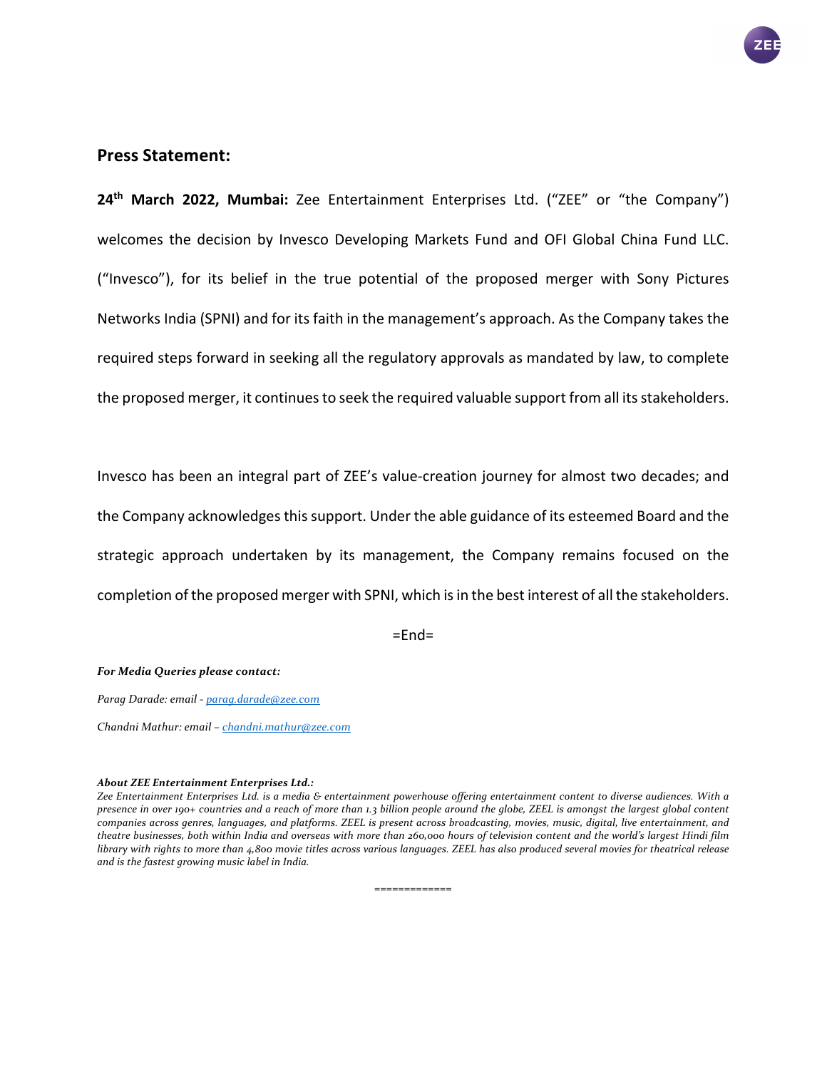## Press Statement:

**24th March 2022, Mumbai:** Zee Entertainment Enterprises Ltd. ("ZEE" or "the Company") welcomes the decision by Invesco Developing Markets Fund and OFI Global China Fund LLC. ("Invesco"), for its belief in the true potential of the proposed merger with Sony Pictures Networks India (SPNI) and for its faith in the management's approach. As the Company takes the required steps forward in seeking all the regulatory approvals as mandated by law, to complete the proposed merger, it continues to seek the required valuable support from all its stakeholders.

Invesco has been an integral part of ZEE's value-creation journey for almost two decades; and the Company acknowledges this support. Under the able guidance of its esteemed Board and the strategic approach undertaken by its management, the Company remains focused on the completion of the proposed merger with SPNI, which is in the best interest of all the stakeholders.

=End=

***For Media Queries please contact:***

*Parag Darade: email - parag.darade@zee.com*

*Chandni Mathur: email – chandni.mathur@zee.com*

***About ZEE Entertainment Enterprises Ltd.:***

*Zee Entertainment Enterprises Ltd. is a media & entertainment powerhouse offering entertainment content to diverse audiences. With a presence in over 190+ countries and a reach of more than 1.3 billion people around the globe, ZEEL is amongst the largest global content companies across genres, languages, and platforms. ZEEL is present across broadcasting, movies, music, digital, live entertainment, and theatre businesses, both within India and overseas with more than 260,000 hours of television content and the world's largest Hindi film library with rights to more than 4,800 movie titles across various languages. ZEEL has also produced several movies for theatrical release and is the fastest growing music label in India.*

=============